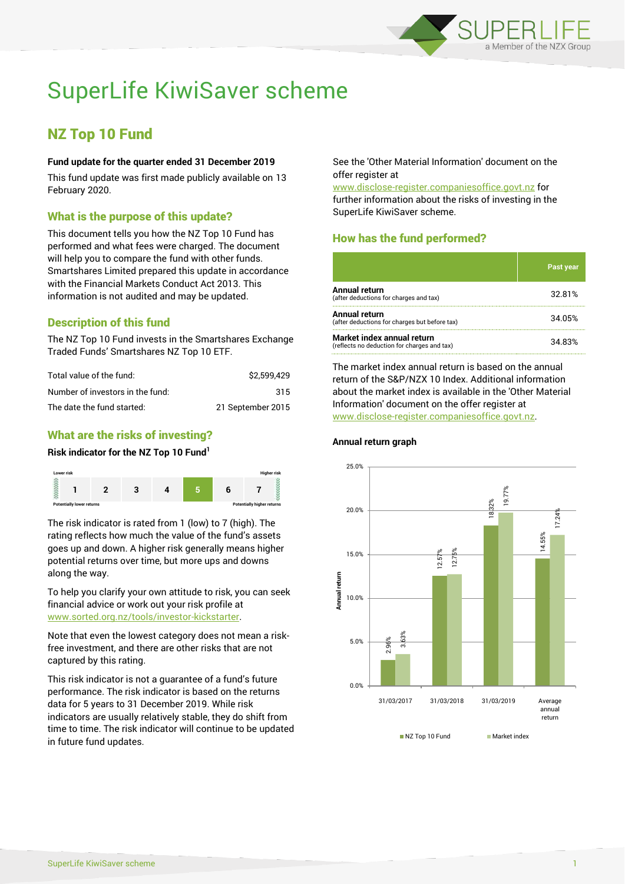# SuperLife KiwiSaver scheme

## NZ Top 10 Fund

**Fund update for the quarter ended 31 December 2019**

This fund update was first made publicly available on 13 February 2020.

### What is the purpose of this update?

This document tells you how the NZ Top 10 Fund has performed and what fees were charged. The document will help you to compare the fund with other funds. Smartshares Limited prepared this update in accordance with the Financial Markets Conduct Act 2013. This information is not audited and may be updated.

### Description of this fund

The NZ Top 10 Fund invests in the Smartshares Exchange Traded Funds' Smartshares NZ Top 10 ETF.

| | |
|---|---|
| Total value of the fund: | $2,599,429 |
| Number of investors in the fund: | 315 |
| The date the fund started: | 21 September 2015 |

### What are the risks of investing?

**Risk indicator for the NZ Top 10 Fund[1]**

| Lower risk | | | | | | Higher risk |
|---|---|---|---|---|---|---|
| 1 | 2 | 3 | 4 | **5** | 6 | 7 |
| Potentially lower returns | | | | | | Potentially higher returns |

The risk indicator is rated from 1 (low) to 7 (high). The rating reflects how much the value of the fund's assets goes up and down. A higher risk generally means higher potential returns over time, but more ups and downs along the way.

To help you clarify your own attitude to risk, you can seek financial advice or work out your risk profile at www.sorted.org.nz/tools/investor-kickstarter.

Note that even the lowest category does not mean a risk-free investment, and there are other risks that are not captured by this rating.

This risk indicator is not a guarantee of a fund's future performance. The risk indicator is based on the returns data for 5 years to 31 December 2019. While risk indicators are usually relatively stable, they do shift from time to time. The risk indicator will continue to be updated in future fund updates.

See the 'Other Material Information' document on the offer register at www.disclose-register.companiesoffice.govt.nz for further information about the risks of investing in the SuperLife KiwiSaver scheme.

### How has the fund performed?

| | Past year |
|---|---|
| **Annual return** (after deductions for charges and tax) | 32.81% |
| **Annual return** (after deductions for charges but before tax) | 34.05% |
| **Market index annual return** (reflects no deduction for charges and tax) | 34.83% |

The market index annual return is based on the annual return of the S&P/NZX 10 Index. Additional information about the market index is available in the 'Other Material Information' document on the offer register at www.disclose-register.companiesoffice.govt.nz.

**Annual return graph**

| | NZ Top 10 Fund | Market index |
|---|---|---|
| 31/03/2017 | 2.96% | 3.63% |
| 31/03/2018 | 12.57% | 12.75% |
| 31/03/2019 | 18.32% | 19.77% |
| Average annual return | 14.55% | 17.24% |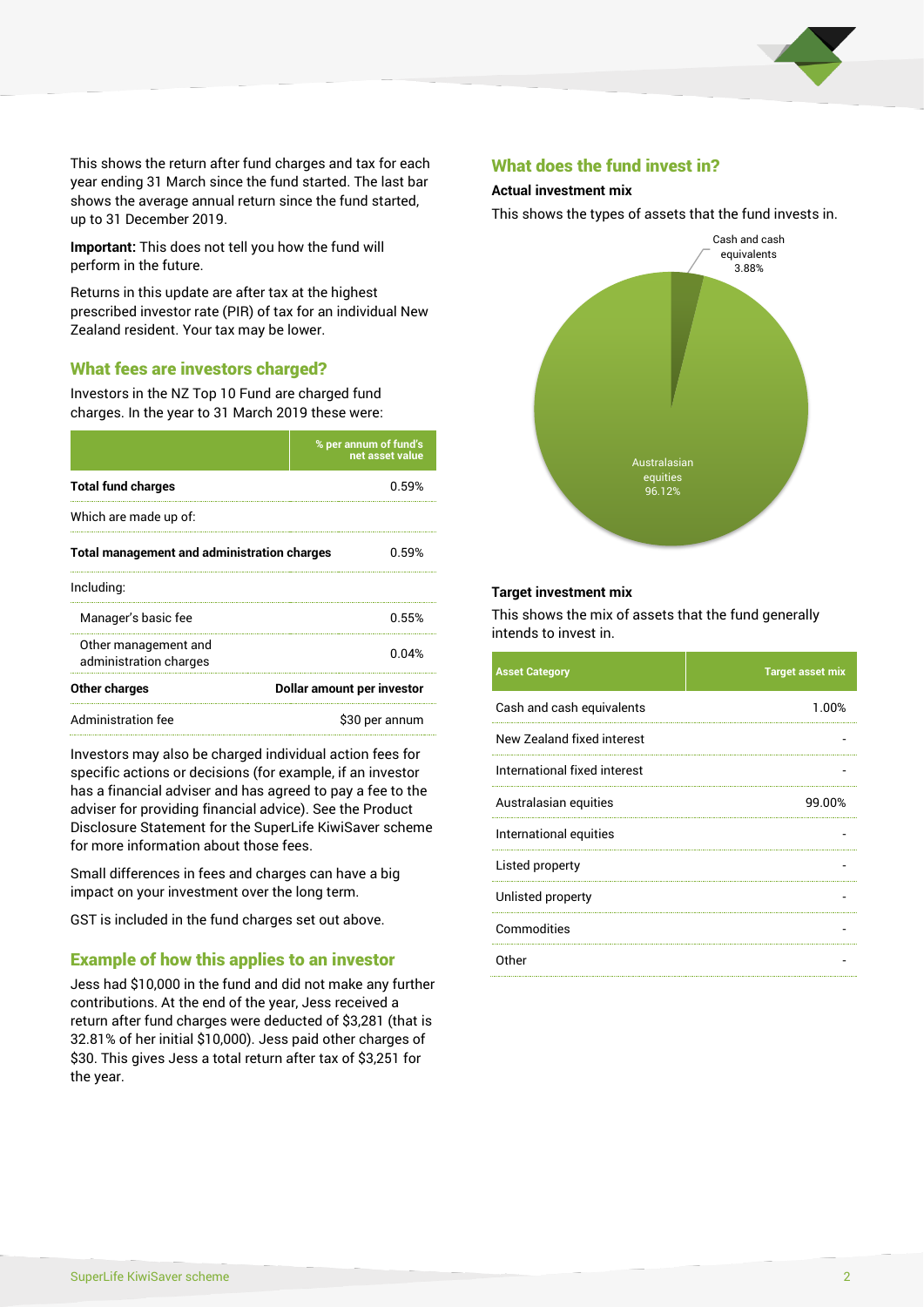This shows the return after fund charges and tax for each year ending 31 March since the fund started. The last bar shows the average annual return since the fund started, up to 31 December 2019.

**Important:** This does not tell you how the fund will perform in the future.

Returns in this update are after tax at the highest prescribed investor rate (PIR) of tax for an individual New Zealand resident. Your tax may be lower.

## What fees are investors charged?

Investors in the NZ Top 10 Fund are charged fund charges. In the year to 31 March 2019 these were:

| | % per annum of fund's net asset value |
|---|---|
| **Total fund charges** | 0.59% |
| Which are made up of: | |
| **Total management and administration charges** | 0.59% |
| Including: | |
| Manager's basic fee | 0.55% |
| Other management and administration charges | 0.04% |
| **Other charges** | **Dollar amount per investor** |
| Administration fee | $30 per annum |

Investors may also be charged individual action fees for specific actions or decisions (for example, if an investor has a financial adviser and has agreed to pay a fee to the adviser for providing financial advice). See the Product Disclosure Statement for the SuperLife KiwiSaver scheme for more information about those fees.

Small differences in fees and charges can have a big impact on your investment over the long term.

GST is included in the fund charges set out above.

## Example of how this applies to an investor

Jess had $10,000 in the fund and did not make any further contributions. At the end of the year, Jess received a return after fund charges were deducted of $3,281 (that is 32.81% of her initial $10,000). Jess paid other charges of $30. This gives Jess a total return after tax of $3,251 for the year.

## What does the fund invest in?

### Actual investment mix

This shows the types of assets that the fund invests in.

- Cash and cash equivalents: 3.88%
- Australasian equities: 96.12%

### Target investment mix

This shows the mix of assets that the fund generally intends to invest in.

| Asset Category | Target asset mix |
|---|---|
| Cash and cash equivalents | 1.00% |
| New Zealand fixed interest | - |
| International fixed interest | - |
| Australasian equities | 99.00% |
| International equities | - |
| Listed property | - |
| Unlisted property | - |
| Commodities | - |
| Other | - |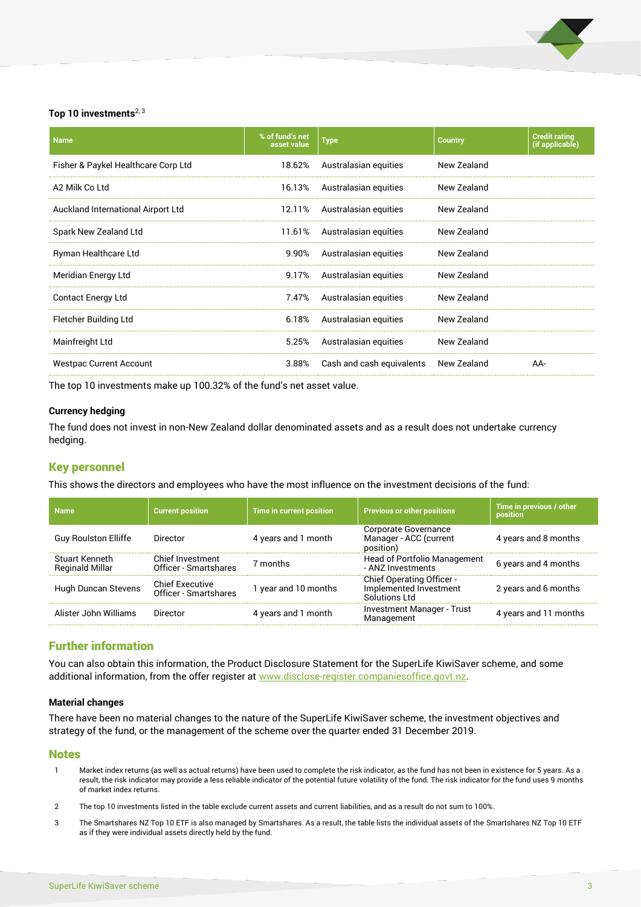### Top 10 investments[2, 3]

| Name | % of fund's net asset value | Type | Country | Credit rating (if applicable) |
|---|---|---|---|---|
| Fisher & Paykel Healthcare Corp Ltd | 18.62% | Australasian equities | New Zealand | |
| A2 Milk Co Ltd | 16.13% | Australasian equities | New Zealand | |
| Auckland International Airport Ltd | 12.11% | Australasian equities | New Zealand | |
| Spark New Zealand Ltd | 11.61% | Australasian equities | New Zealand | |
| Ryman Healthcare Ltd | 9.90% | Australasian equities | New Zealand | |
| Meridian Energy Ltd | 9.17% | Australasian equities | New Zealand | |
| Contact Energy Ltd | 7.47% | Australasian equities | New Zealand | |
| Fletcher Building Ltd | 6.18% | Australasian equities | New Zealand | |
| Mainfreight Ltd | 5.25% | Australasian equities | New Zealand | |
| Westpac Current Account | 3.88% | Cash and cash equivalents | New Zealand | AA- |

The top 10 investments make up 100.32% of the fund's net asset value.

#### Currency hedging

The fund does not invest in non-New Zealand dollar denominated assets and as a result does not undertake currency hedging.

## Key personnel

This shows the directors and employees who have the most influence on the investment decisions of the fund:

| Name | Current position | Time in current position | Previous or other positions | Time in previous / other position |
|---|---|---|---|---|
| Guy Roulston Elliffe | Director | 4 years and 1 month | Corporate Governance Manager - ACC (current position) | 4 years and 8 months |
| Stuart Kenneth Reginald Millar | Chief Investment Officer - Smartshares | 7 months | Head of Portfolio Management - ANZ Investments | 6 years and 4 months |
| Hugh Duncan Stevens | Chief Executive Officer - Smartshares | 1 year and 10 months | Chief Operating Officer - Implemented Investment Solutions Ltd | 2 years and 6 months |
| Alister John Williams | Director | 4 years and 1 month | Investment Manager - Trust Management | 4 years and 11 months |

## Further information

You can also obtain this information, the Product Disclosure Statement for the SuperLife KiwiSaver scheme, and some additional information, from the offer register at www.disclose-register.companiesoffice.govt.nz.

#### Material changes

There have been no material changes to the nature of the SuperLife KiwiSaver scheme, the investment objectives and strategy of the fund, or the management of the scheme over the quarter ended 31 December 2019.

## Notes

1. Market index returns (as well as actual returns) have been used to complete the risk indicator, as the fund has not been in existence for 5 years. As a result, the risk indicator may provide a less reliable indicator of the potential future volatility of the fund. The risk indicator for the fund uses 9 months of market index returns.
2. The top 10 investments listed in the table exclude current assets and current liabilities, and as a result do not sum to 100%.
3. The Smartshares NZ Top 10 ETF is also managed by Smartshares. As a result, the table lists the individual assets of the Smartshares NZ Top 10 ETF as if they were individual assets directly held by the fund.